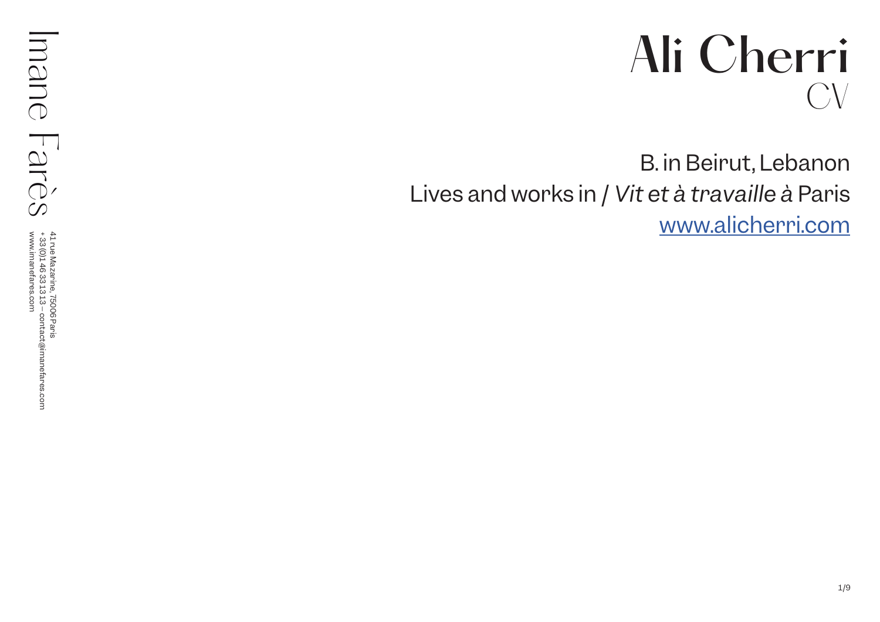# Ali Cherri
## CV

B. in Beirut, Lebanon

Lives and works in / *Vit et à travaille à* Paris

www.alicherri.com

Imane Farès

41 rue Mazarine, 75006 Paris
+ 33 (0)1 46 33 13 13 – contact@imanefares.com
www.imanefares.com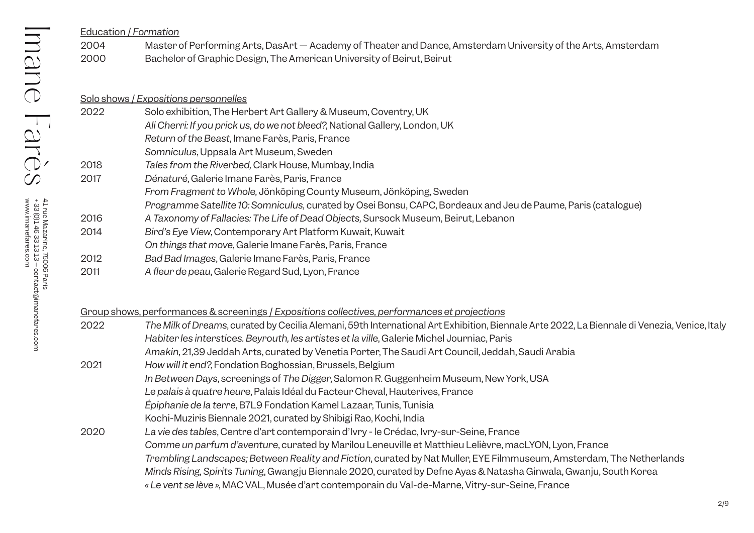## Education / *Formation*

| | |
|---|---|
| 2004 | Master of Performing Arts, DasArt — Academy of Theater and Dance, Amsterdam University of the Arts, Amsterdam |
| 2000 | Bachelor of Graphic Design, The American University of Beirut, Beirut |

## Solo shows / *Expositions personnelles*

| | |
|---|---|
| 2022 | Solo exhibition, The Herbert Art Gallery & Museum, Coventry, UK |
| | *Ali Cherri: If you prick us, do we not bleed?*, National Gallery, London, UK |
| | *Return of the Beast*, Imane Farès, Paris, France |
| | *Somniculus*, Uppsala Art Museum, Sweden |
| 2018 | *Tales from the Riverbed,* Clark House, Mumbay, India |
| 2017 | *Dénaturé*, Galerie Imane Farès, Paris, France |
| | *From Fragment to Whole,* Jönköping County Museum, Jönköping, Sweden |
| | *Programme Satellite 10: Somniculus,* curated by Osei Bonsu, CAPC, Bordeaux and Jeu de Paume, Paris (catalogue) |
| 2016 | *A Taxonomy of Fallacies: The Life of Dead Objects,* Sursock Museum, Beirut, Lebanon |
| 2014 | *Bird's Eye View*, Contemporary Art Platform Kuwait, Kuwait |
| | *On things that move*, Galerie Imane Farès, Paris, France |
| 2012 | *Bad Bad Images*, Galerie Imane Farès, Paris, France |
| 2011 | *A fleur de peau*, Galerie Regard Sud, Lyon, France |

## Group shows, performances & screenings / *Expositions collectives, performances et projections*

| | |
|---|---|
| 2022 | *The Milk of Dreams*, curated by Cecilia Alemani, 59th International Art Exhibition, Biennale Arte 2022, La Biennale di Venezia, Venice, Italy |
| | *Habiter les interstices. Beyrouth, les artistes et la ville*, Galerie Michel Journiac, Paris |
| | *Amakin*, 21,39 Jeddah Arts, curated by Venetia Porter, The Saudi Art Council, Jeddah, Saudi Arabia |
| 2021 | *How will it end?,* Fondation Boghossian, Brussels, Belgium |
| | *In Between Days*, screenings of *The Digger*, Salomon R. Guggenheim Museum, New York, USA |
| | *Le palais à quatre heure*, Palais Idéal du Facteur Cheval, Hauterives, France |
| | *Épiphanie de la terre*, B7L9 Fondation Kamel Lazaar, Tunis, Tunisia |
| | Kochi-Muziris Biennale 2021, curated by Shibigi Rao, Kochi, India |
| 2020 | *La vie des tables*, Centre d'art contemporain d'Ivry - le Crédac, Ivry-sur-Seine, France |
| | *Comme un parfum d'aventure*, curated by Marilou Leneuville et Matthieu Lelièvre, macLYON, Lyon, France |
| | *Trembling Landscapes; Between Reality and Fiction*, curated by Nat Muller, EYE Filmmuseum, Amsterdam, The Netherlands |
| | *Minds Rising, Spirits Tuning*, Gwangju Biennale 2020, curated by Defne Ayas & Natasha Ginwala, Gwanju, South Korea |
| | *« Le vent se lève »*, MAC VAL, Musée d'art contemporain du Val-de-Marne, Vitry-sur-Seine, France |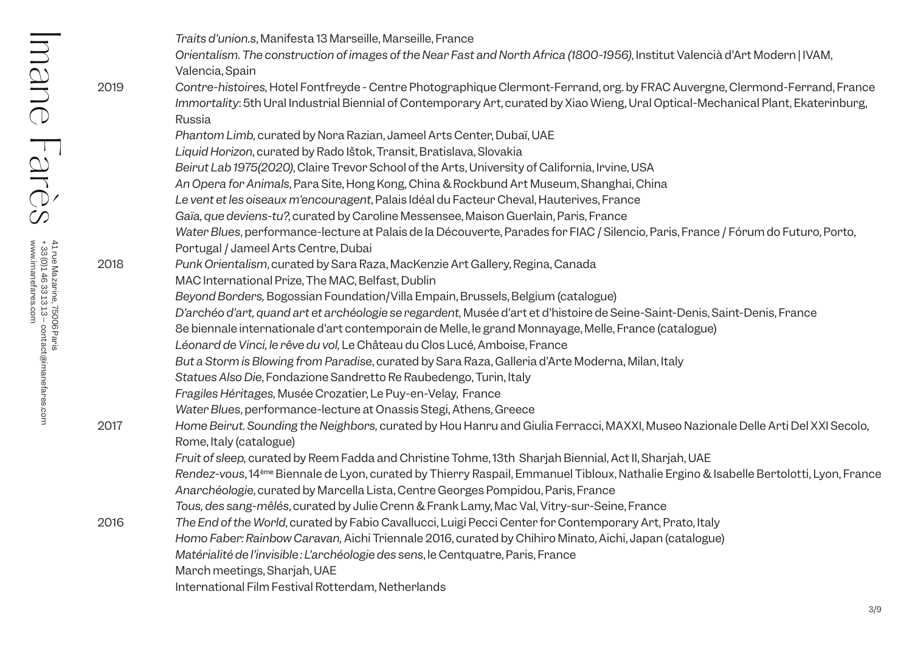*Traits d'union.s*, Manifesta 13 Marseille, Marseille, France
*Orientalism. The construction of images of the Near Fast and North Africa (1800-1956)*, Institut Valencià d'Art Modern | IVAM, Valencia, Spain

2019
*Contre-histoires,* Hotel Fontfreyde - Centre Photographique Clermont-Ferrand, org. by FRAC Auvergne, Clermond-Ferrand, France
*Immortality*: 5th Ural Industrial Biennial of Contemporary Art, curated by Xiao Wieng, Ural Optical-Mechanical Plant, Ekaterinburg, Russia
*Phantom Limb,* curated by Nora Razian, Jameel Arts Center, Dubaï, UAE
*Liquid Horizon*, curated by Rado Ištok, Transit, Bratislava, Slovakia
*Beirut Lab 1975(2020)*, Claire Trevor School of the Arts, University of California, Irvine, USA
*An Opera for Animals*, Para Site, Hong Kong, China & Rockbund Art Museum, Shanghai, China
*Le vent et les oiseaux m'encouragent*, Palais Idéal du Facteur Cheval, Hauterives, France
*Gaïa, que deviens-tu?*, curated by Caroline Messensee, Maison Guerlain, Paris, France
*Water Blues*, performance-lecture at Palais de la Découverte, Parades for FIAC / Silencio, Paris, France / Fórum do Futuro, Porto, Portugal / Jameel Arts Centre, Dubai

2018
*Punk Orientalism*, curated by Sara Raza, MacKenzie Art Gallery, Regina, Canada
MAC International Prize, The MAC, Belfast, Dublin
*Beyond Borders,* Bogossian Foundation/Villa Empain, Brussels, Belgium (catalogue)
*D'archéo d'art, quand art et archéologie se regardent,* Musée d'art et d'histoire de Seine-Saint-Denis, Saint-Denis, France
8e biennale internationale d'art contemporain de Melle, le grand Monnayage, Melle, France (catalogue)
*Léonard de Vinci, le rêve du vol,* Le Château du Clos Lucé, Amboise, France
*But a Storm is Blowing from Paradise*, curated by Sara Raza, Galleria d'Arte Moderna, Milan, Italy
*Statues Also Die*, Fondazione Sandretto Re Raubedengo, Turin, Italy
*Fragiles Héritages,* Musée Crozatier, Le Puy-en-Velay, France
*Water Blues*, performance-lecture at Onassis Stegi, Athens, Greece

2017
*Home Beirut. Sounding the Neighbors,* curated by Hou Hanru and Giulia Ferracci, MAXXI, Museo Nazionale Delle Arti Del XXI Secolo, Rome, Italy (catalogue)
*Fruit of sleep,* curated by Reem Fadda and Christine Tohme, 13th Sharjah Biennial, Act II, Sharjah, UAE
*Rendez-vous*, 14ème Biennale de Lyon, curated by Thierry Raspail, Emmanuel Tibloux, Nathalie Ergino & Isabelle Bertolotti, Lyon, France
*Anarchéologie*, curated by Marcella Lista, Centre Georges Pompidou, Paris, France
*Tous, des sang-mêlés*, curated by Julie Crenn & Frank Lamy, Mac Val, Vitry-sur-Seine, France

2016
*The End of the World*, curated by Fabio Cavallucci, Luigi Pecci Center for Contemporary Art, Prato, Italy
*Homo Faber: Rainbow Caravan,* Aichi Triennale 2016, curated by Chihiro Minato, Aichi, Japan (catalogue)
*Matérialité de l'invisible : L'archéologie des sens*, le Centquatre, Paris, France
March meetings, Sharjah, UAE
International Film Festival Rotterdam, Netherlands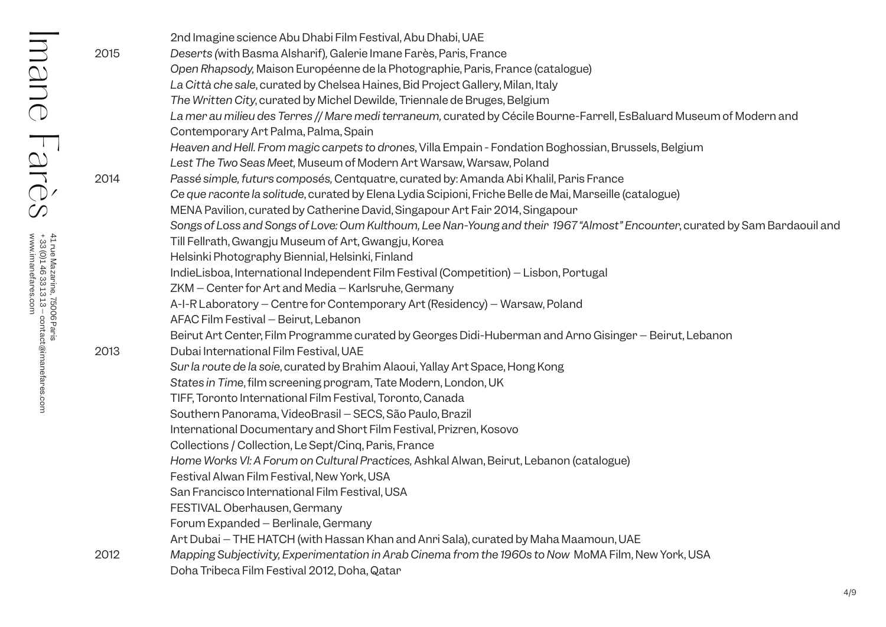2nd Imagine science Abu Dhabi Film Festival, Abu Dhabi, UAE

**2015**

*Deserts (*with Basma Alsharif*)*, Galerie Imane Farès, Paris, France
*Open Rhapsody,* Maison Européenne de la Photographie, Paris, France (catalogue)
*La Città che sale*, curated by Chelsea Haines, Bid Project Gallery, Milan, Italy
*The Written City*, curated by Michel Dewilde, Triennale de Bruges, Belgium
*La mer au milieu des Terres // Mare medi terraneum,* curated by Cécile Bourne-Farrell, EsBaluard Museum of Modern and Contemporary Art Palma, Palma, Spain
*Heaven and Hell. From magic carpets to drones*, Villa Empain - Fondation Boghossian, Brussels, Belgium
*Lest The Two Seas Meet,* Museum of Modern Art Warsaw, Warsaw, Poland

**2014**

*Passé simple, futurs composés,* Centquatre, curated by: Amanda Abi Khalil, Paris France
*Ce que raconte la solitude*, curated by Elena Lydia Scipioni, Friche Belle de Mai, Marseille (catalogue)
MENA Pavilion, curated by Catherine David, Singapour Art Fair 2014, Singapour
*Songs of Loss and Songs of Love: Oum Kulthoum, Lee Nan-Young and their 1967 "Almost" Encounter*, curated by Sam Bardaouil and Till Fellrath, Gwangju Museum of Art, Gwangju, Korea
Helsinki Photography Biennial, Helsinki, Finland
IndieLisboa, International Independent Film Festival (Competition) – Lisbon, Portugal
ZKM – Center for Art and Media – Karlsruhe, Germany
A-I-R Laboratory – Centre for Contemporary Art (Residency) – Warsaw, Poland
AFAC Film Festival – Beirut, Lebanon
Beirut Art Center, Film Programme curated by Georges Didi-Huberman and Arno Gisinger – Beirut, Lebanon

**2013**

Dubai International Film Festival, UAE
*Sur la route de la soie*, curated by Brahim Alaoui, Yallay Art Space, Hong Kong
*States in Time*, film screening program, Tate Modern, London, UK
TIFF, Toronto International Film Festival, Toronto, Canada
Southern Panorama, VideoBrasil – SECS, São Paulo, Brazil
International Documentary and Short Film Festival, Prizren, Kosovo
Collections / Collection, Le Sept/Cinq, Paris, France
*Home Works VI: A Forum on Cultural Practices,* Ashkal Alwan, Beirut, Lebanon (catalogue)
Festival Alwan Film Festival, New York, USA
San Francisco International Film Festival, USA
FESTIVAL Oberhausen, Germany
Forum Expanded – Berlinale, Germany
Art Dubai – THE HATCH (with Hassan Khan and Anri Sala), curated by Maha Maamoun, UAE

**2012**

*Mapping Subjectivity, Experimentation in Arab Cinema from the 1960s to Now* MoMA Film, New York, USA
Doha Tribeca Film Festival 2012, Doha, Qatar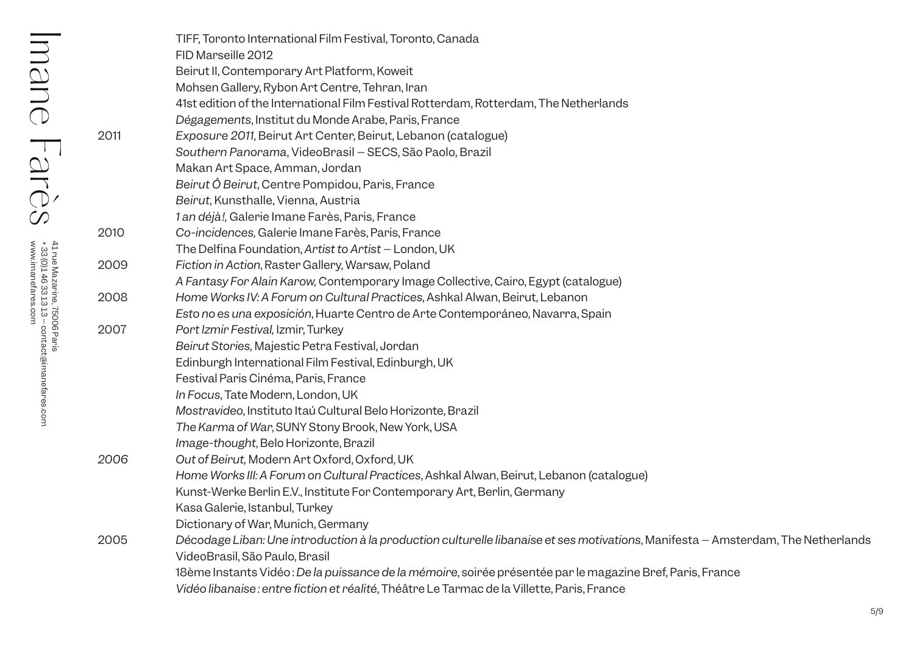TIFF, Toronto International Film Festival, Toronto, Canada
FID Marseille 2012
Beirut II, Contemporary Art Platform, Koweit
Mohsen Gallery, Rybon Art Centre, Tehran, Iran
41st edition of the International Film Festival Rotterdam, Rotterdam, The Netherlands
*Dégagements*, Institut du Monde Arabe, Paris, France

2011
*Exposure 2011*, Beirut Art Center, Beirut, Lebanon (catalogue)
*Southern Panorama*, VideoBrasil – SECS, São Paolo, Brazil
Makan Art Space, Amman, Jordan
*Beirut Ô Beirut*, Centre Pompidou, Paris, France
*Beirut*, Kunsthalle, Vienna, Austria
*1 an déjà!,* Galerie Imane Farès, Paris, France

2010
*Co-incidences,* Galerie Imane Farès, Paris, France
The Delfina Foundation, *Artist to Artist* – London, UK

2009
*Fiction in Action*, Raster Gallery, Warsaw, Poland
*A Fantasy For Alain Karow,* Contemporary Image Collective, Cairo, Egypt (catalogue)

2008
*Home Works IV: A Forum on Cultural Practices*, Ashkal Alwan, Beirut, Lebanon
*Esto no es una exposición*, Huarte Centro de Arte Contemporáneo, Navarra, Spain

2007
*Port Izmir Festival,* Izmir, Turkey
*Beirut Stories,* Majestic Petra Festival, Jordan
Edinburgh International Film Festival, Edinburgh, UK
Festival Paris Cinéma, Paris, France
*In Focus*, Tate Modern, London, UK
*Mostravideo*, Instituto Itaú Cultural Belo Horizonte, Brazil
*The Karma of War*, SUNY Stony Brook, New York, USA
*Image-thought*, Belo Horizonte, Brazil

*2006*
*Out of Beirut,* Modern Art Oxford, Oxford, UK
*Home Works III: A Forum on Cultural Practices*, Ashkal Alwan, Beirut, Lebanon (catalogue)
Kunst-Werke Berlin E.V., Institute For Contemporary Art, Berlin, Germany
Kasa Galerie, Istanbul, Turkey
Dictionary of War, Munich, Germany

2005
*Décodage Liban: Une introduction à la production culturelle libanaise et ses motivations*, Manifesta – Amsterdam, The Netherlands
VideoBrasil, São Paulo, Brasil
18ème Instants Vidéo : *De la puissance de la mémoire*, soirée présentée par le magazine Bref, Paris, France
*Vidéo libanaise : entre fiction et réalité*, Théâtre Le Tarmac de la Villette, Paris, France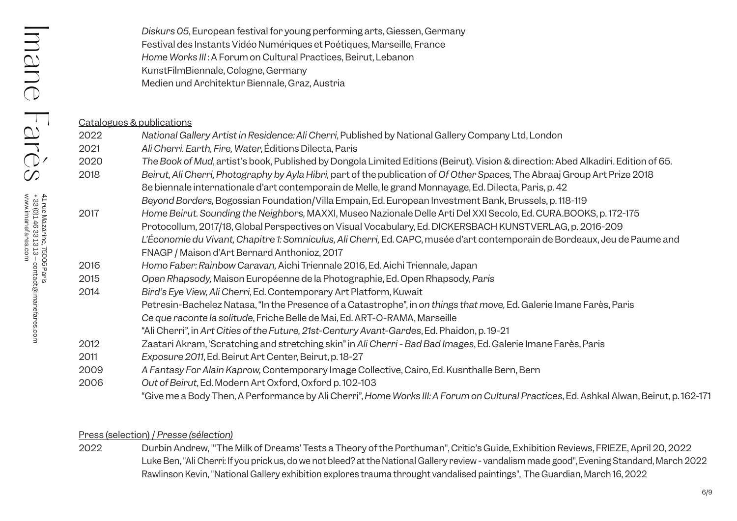*Diskurs 05*, European festival for young performing arts, Giessen, Germany
Festival des Instants Vidéo Numériques et Poétiques, Marseille, France
*Home Works III* : A Forum on Cultural Practices, Beirut, Lebanon
KunstFilmBiennale, Cologne, Germany
Medien und Architektur Biennale, Graz, Austria

## Catalogues & publications

| | |
|---|---|
| 2022 | *National Gallery Artist in Residence: Ali Cherri*, Published by National Gallery Company Ltd, London |
| 2021 | *Ali Cherri. Earth, Fire, Water*, Éditions Dilecta, Paris |
| 2020 | *The Book of Mud*, artist's book, Published by Dongola Limited Editions (Beirut). Vision & direction: Abed Alkadiri. Edition of 65. |
| 2018 | *Beirut, Ali Cherri, Photography by Ayla Hibri,* part of the publication of *Of Other Spaces,* The Abraaj Group Art Prize 2018 |
| | 8e biennale internationale d'art contemporain de Melle, le grand Monnayage, Ed. Dilecta, Paris, p. 42 |
| | *Beyond Borders,* Bogossian Foundation/Villa Empain, Ed. European Investment Bank, Brussels, p. 118-119 |
| 2017 | *Home Beirut. Sounding the Neighbors,* MAXXI, Museo Nazionale Delle Arti Del XXI Secolo, Ed. CURA.BOOKS, p. 172-175 |
| | Protocollum, 2017/18, Global Perspectives on Visual Vocabulary, Ed. DICKERSBACH KUNSTVERLAG, p. 2016-209 |
| | *L'Économie du Vivant, Chapitre 1: Somniculus, Ali Cherri,* Ed. CAPC, musée d'art contemporain de Bordeaux, Jeu de Paume and FNAGP / Maison d'Art Bernard Anthonioz, 2017 |
| 2016 | *Homo Faber: Rainbow Caravan,* Aichi Triennale 2016, Ed. Aichi Triennale, Japan |
| 2015 | *Open Rhapsody,* Maison Européenne de la Photographie, Ed. Open Rhapsody, *Paris* |
| 2014 | *Bird's Eye View, Ali Cherri*, Ed. Contemporary Art Platform, Kuwait |
| | Petresin-Bachelez Natasa, "In the Presence of a Catastrophe", in *on things that move,* Ed. Galerie Imane Farès, Paris |
| | *Ce que raconte la solitude*, Friche Belle de Mai, Ed. ART-O-RAMA, Marseille |
| | "Ali Cherri", in *Art Cities of the Future, 21st-Century Avant-Gardes*, Ed. Phaidon, p. 19-21 |
| 2012 | Zaatari Akram, 'Scratching and stretching skin" in *Ali Cherri - Bad Bad Images*, Ed. Galerie Imane Farès, Paris |
| 2011 | *Exposure 2011*, Ed. Beirut Art Center, Beirut, p. 18-27 |
| 2009 | *A Fantasy For Alain Kaprow,* Contemporary Image Collective, Cairo, Ed. Kusnthalle Bern, Bern |
| 2006 | *Out of Beirut*, Ed. Modern Art Oxford, Oxford p. 102-103 |
| | "Give me a Body Then, A Performance by Ali Cherri", *Home Works III: A Forum on Cultural Practices*, Ed. Ashkal Alwan, Beirut, p. 162-171 |

## Press (selection) / *Presse (sélection)*

| | |
|---|---|
| 2022 | Durbin Andrew, "'The Milk of Dreams' Tests a Theory of the Porthuman", Critic's Guide, Exhibition Reviews, FRIEZE, April 20, 2022 |
| | Luke Ben, "Ali Cherri: If you prick us, do we not bleed? at the National Gallery review - vandalism made good", Evening Standard, March 2022 |
| | Rawlinson Kevin, "National Gallery exhibition explores trauma throught vandalised paintings", The Guardian, March 16, 2022 |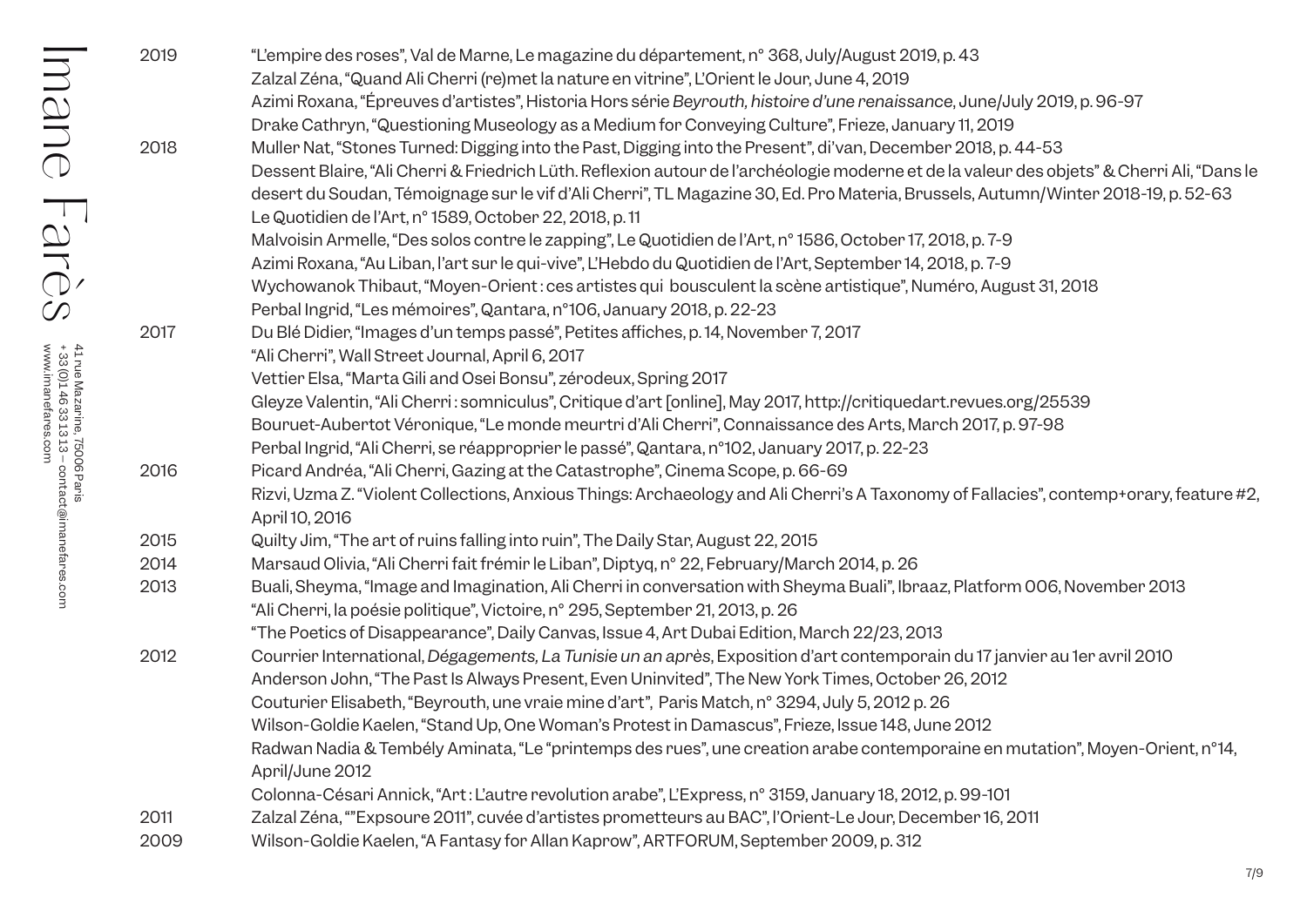2019
"L'empire des roses", Val de Marne, Le magazine du département, n° 368, July/August 2019, p. 43
Zalzal Zéna, "Quand Ali Cherri (re)met la nature en vitrine", L'Orient le Jour, June 4, 2019
Azimi Roxana, "Épreuves d'artistes", Historia Hors série *Beyrouth, histoire d'une renaissance*, June/July 2019, p. 96-97
Drake Cathryn, "Questioning Museology as a Medium for Conveying Culture", Frieze, January 11, 2019

2018
Muller Nat, "Stones Turned: Digging into the Past, Digging into the Present", di'van, December 2018, p. 44-53
Dessent Blaire, "Ali Cherri & Friedrich Lüth. Reflexion autour de l'archéologie moderne et de la valeur des objets" & Cherri Ali, "Dans le desert du Soudan, Témoignage sur le vif d'Ali Cherri", TL Magazine 30, Ed. Pro Materia, Brussels, Autumn/Winter 2018-19, p. 52-63
Le Quotidien de l'Art, n° 1589, October 22, 2018, p. 11
Malvoisin Armelle, "Des solos contre le zapping", Le Quotidien de l'Art, n° 1586, October 17, 2018, p. 7-9
Azimi Roxana, "Au Liban, l'art sur le qui-vive", L'Hebdo du Quotidien de l'Art, September 14, 2018, p. 7-9
Wychowanok Thibaut, "Moyen-Orient : ces artistes qui bousculent la scène artistique", Numéro, August 31, 2018
Perbal Ingrid, "Les mémoires", Qantara, n°106, January 2018, p. 22-23

2017
Du Blé Didier, "Images d'un temps passé", Petites affiches, p. 14, November 7, 2017
"Ali Cherri", Wall Street Journal, April 6, 2017
Vettier Elsa, "Marta Gili and Osei Bonsu", zérodeux, Spring 2017
Gleyze Valentin, "Ali Cherri : somniculus", Critique d'art [online], May 2017, http://critiquedart.revues.org/25539
Bouruet-Aubertot Véronique, "Le monde meurtri d'Ali Cherri", Connaissance des Arts, March 2017, p. 97-98
Perbal Ingrid, "Ali Cherri, se réapproprier le passé", Qantara, n°102, January 2017, p. 22-23

2016
Picard Andréa, "Ali Cherri, Gazing at the Catastrophe", Cinema Scope, p. 66-69
Rizvi, Uzma Z. "Violent Collections, Anxious Things: Archaeology and Ali Cherri's A Taxonomy of Fallacies", contemp+orary, feature #2, April 10, 2016

2015
Quilty Jim, "The art of ruins falling into ruin", The Daily Star, August 22, 2015

2014
Marsaud Olivia, "Ali Cherri fait frémir le Liban", Diptyq, n° 22, February/March 2014, p. 26

2013
Buali, Sheyma, "Image and Imagination, Ali Cherri in conversation with Sheyma Buali", Ibraaz, Platform 006, November 2013
"Ali Cherri, la poésie politique", Victoire, n° 295, September 21, 2013, p. 26
"The Poetics of Disappearance", Daily Canvas, Issue 4, Art Dubai Edition, March 22/23, 2013

2012
Courrier International, *Dégagements, La Tunisie un an après*, Exposition d'art contemporain du 17 janvier au 1er avril 2010
Anderson John, "The Past Is Always Present, Even Uninvited", The New York Times, October 26, 2012
Couturier Elisabeth, "Beyrouth, une vraie mine d'art", Paris Match, n° 3294, July 5, 2012 p. 26
Wilson-Goldie Kaelen, "Stand Up, One Woman's Protest in Damascus", Frieze, Issue 148, June 2012
Radwan Nadia & Tembély Aminata, "Le "printemps des rues", une creation arabe contemporaine en mutation", Moyen-Orient, n°14, April/June 2012
Colonna-Césari Annick, "Art : L'autre revolution arabe", L'Express, n° 3159, January 18, 2012, p. 99-101

2011
Zalzal Zéna, ""Expsoure 2011", cuvée d'artistes prometteurs au BAC", l'Orient-Le Jour, December 16, 2011

2009
Wilson-Goldie Kaelen, "A Fantasy for Allan Kaprow", ARTFORUM, September 2009, p. 312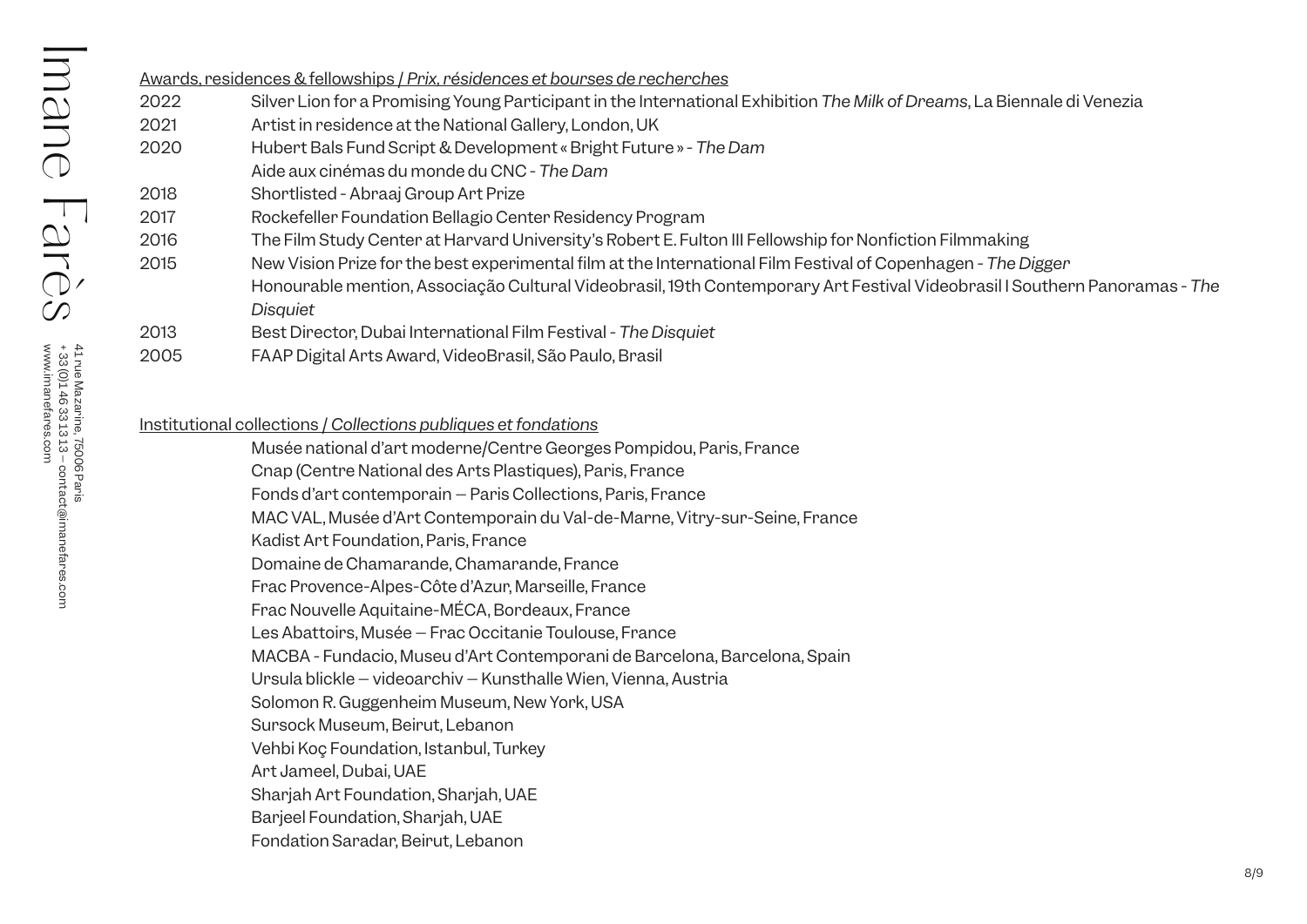## Awards, residences & fellowships / *Prix, résidences et bourses de recherches*

| | |
|---|---|
| 2022 | Silver Lion for a Promising Young Participant in the International Exhibition *The Milk of Dreams*, La Biennale di Venezia |
| 2021 | Artist in residence at the National Gallery, London, UK |
| 2020 | Hubert Bals Fund Script & Development « Bright Future » - *The Dam* |
| | Aide aux cinémas du monde du CNC - *The Dam* |
| 2018 | Shortlisted - Abraaj Group Art Prize |
| 2017 | Rockefeller Foundation Bellagio Center Residency Program |
| 2016 | The Film Study Center at Harvard University's Robert E. Fulton III Fellowship for Nonfiction Filmmaking |
| 2015 | New Vision Prize for the best experimental film at the International Film Festival of Copenhagen - *The Digger* |
| | Honourable mention, Associação Cultural Videobrasil, 19th Contemporary Art Festival Videobrasil I Southern Panoramas - *The Disquiet* |
| 2013 | Best Director, Dubai International Film Festival - *The Disquiet* |
| 2005 | FAAP Digital Arts Award, VideoBrasil, São Paulo, Brasil |

## Institutional collections / *Collections publiques et fondations*

Musée national d'art moderne/Centre Georges Pompidou, Paris, France
Cnap (Centre National des Arts Plastiques), Paris, France
Fonds d'art contemporain – Paris Collections, Paris, France
MAC VAL, Musée d'Art Contemporain du Val-de-Marne, Vitry-sur-Seine, France
Kadist Art Foundation, Paris, France
Domaine de Chamarande, Chamarande, France
Frac Provence-Alpes-Côte d'Azur, Marseille, France
Frac Nouvelle Aquitaine-MÉCA, Bordeaux, France
Les Abattoirs, Musée – Frac Occitanie Toulouse, France
MACBA - Fundacio, Museu d'Art Contemporani de Barcelona, Barcelona, Spain
Ursula blickle – videoarchiv – Kunsthalle Wien, Vienna, Austria
Solomon R. Guggenheim Museum, New York, USA
Sursock Museum, Beirut, Lebanon
Vehbi Koç Foundation, Istanbul, Turkey
Art Jameel, Dubai, UAE
Sharjah Art Foundation, Sharjah, UAE
Barjeel Foundation, Sharjah, UAE
Fondation Saradar, Beirut, Lebanon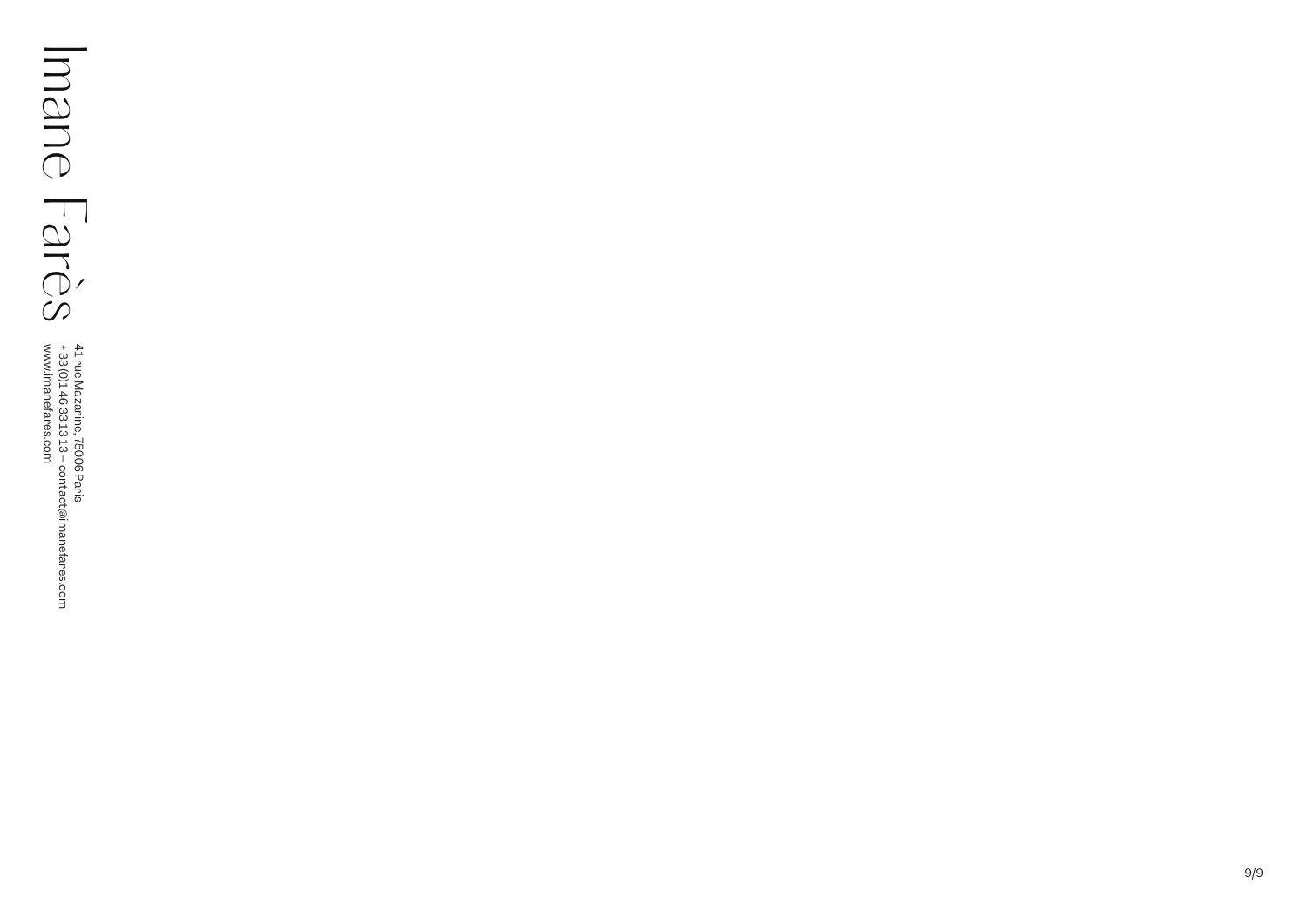# Imane Farès

41 rue Mazarine, 75006 Paris
+ 33 (0)1 46 33 13 13 – contact@imanefares.com
www.imanefares.com